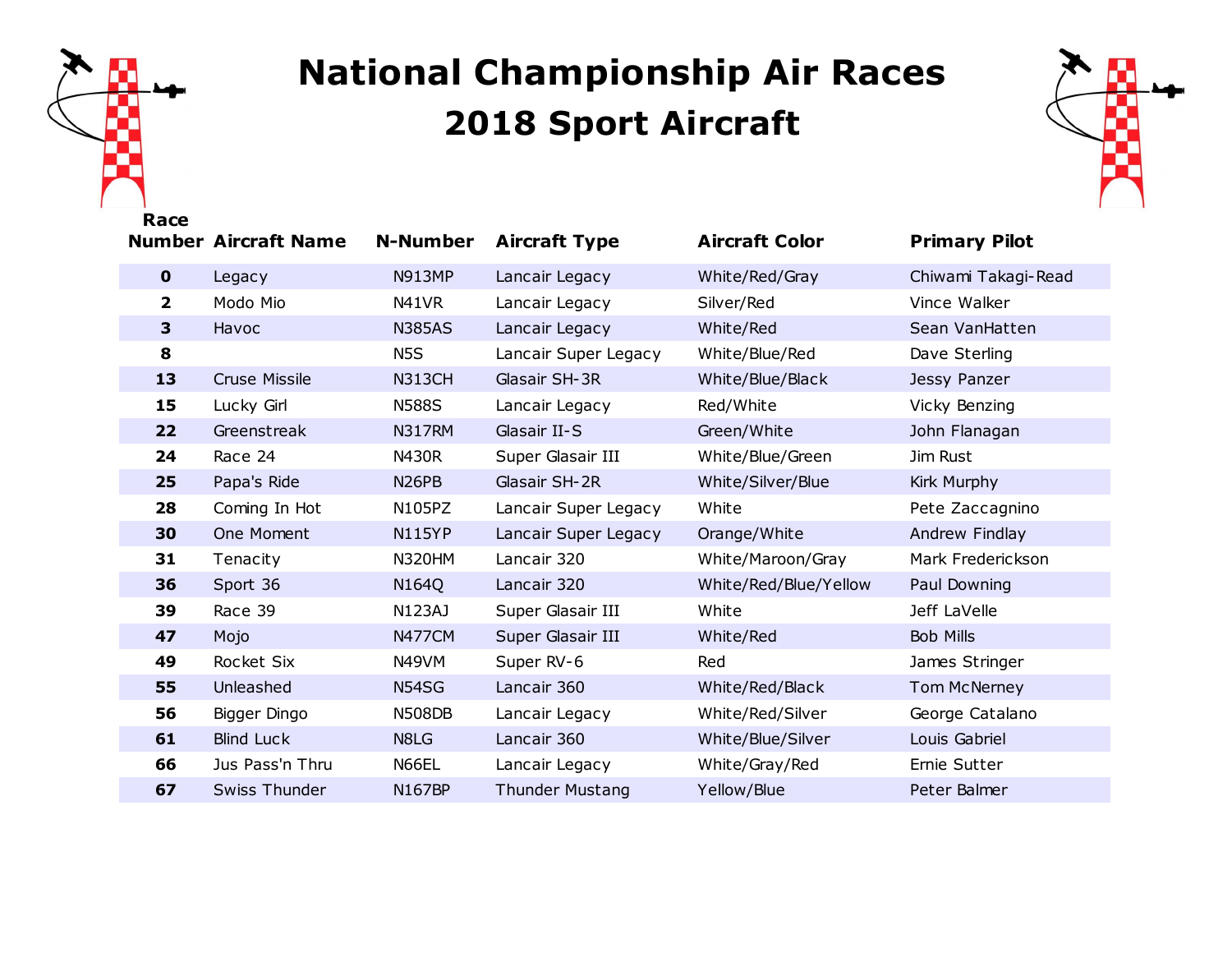# National Championship Air Races
## 2018 Sport Aircraft

| Race Number | Aircraft Name | N-Number | Aircraft Type | Aircraft Color | Primary Pilot |
|---|---|---|---|---|---|
| **0** | Legacy | N913MP | Lancair Legacy | White/Red/Gray | Chiwami Takagi-Read |
| **2** | Modo Mio | N41VR | Lancair Legacy | Silver/Red | Vince Walker |
| **3** | Havoc | N385AS | Lancair Legacy | White/Red | Sean VanHatten |
| **8** | | N5S | Lancair Super Legacy | White/Blue/Red | Dave Sterling |
| **13** | Cruse Missile | N313CH | Glasair SH-3R | White/Blue/Black | Jessy Panzer |
| **15** | Lucky Girl | N588S | Lancair Legacy | Red/White | Vicky Benzing |
| **22** | Greenstreak | N317RM | Glasair II-S | Green/White | John Flanagan |
| **24** | Race 24 | N430R | Super Glasair III | White/Blue/Green | Jim Rust |
| **25** | Papa's Ride | N26PB | Glasair SH-2R | White/Silver/Blue | Kirk Murphy |
| **28** | Coming In Hot | N105PZ | Lancair Super Legacy | White | Pete Zaccagnino |
| **30** | One Moment | N115YP | Lancair Super Legacy | Orange/White | Andrew Findlay |
| **31** | Tenacity | N320HM | Lancair 320 | White/Maroon/Gray | Mark Frederickson |
| **36** | Sport 36 | N164Q | Lancair 320 | White/Red/Blue/Yellow | Paul Downing |
| **39** | Race 39 | N123AJ | Super Glasair III | White | Jeff LaVelle |
| **47** | Mojo | N477CM | Super Glasair III | White/Red | Bob Mills |
| **49** | Rocket Six | N49VM | Super RV-6 | Red | James Stringer |
| **55** | Unleashed | N54SG | Lancair 360 | White/Red/Black | Tom McNerney |
| **56** | Bigger Dingo | N508DB | Lancair Legacy | White/Red/Silver | George Catalano |
| **61** | Blind Luck | N8LG | Lancair 360 | White/Blue/Silver | Louis Gabriel |
| **66** | Jus Pass'n Thru | N66EL | Lancair Legacy | White/Gray/Red | Ernie Sutter |
| **67** | Swiss Thunder | N167BP | Thunder Mustang | Yellow/Blue | Peter Balmer |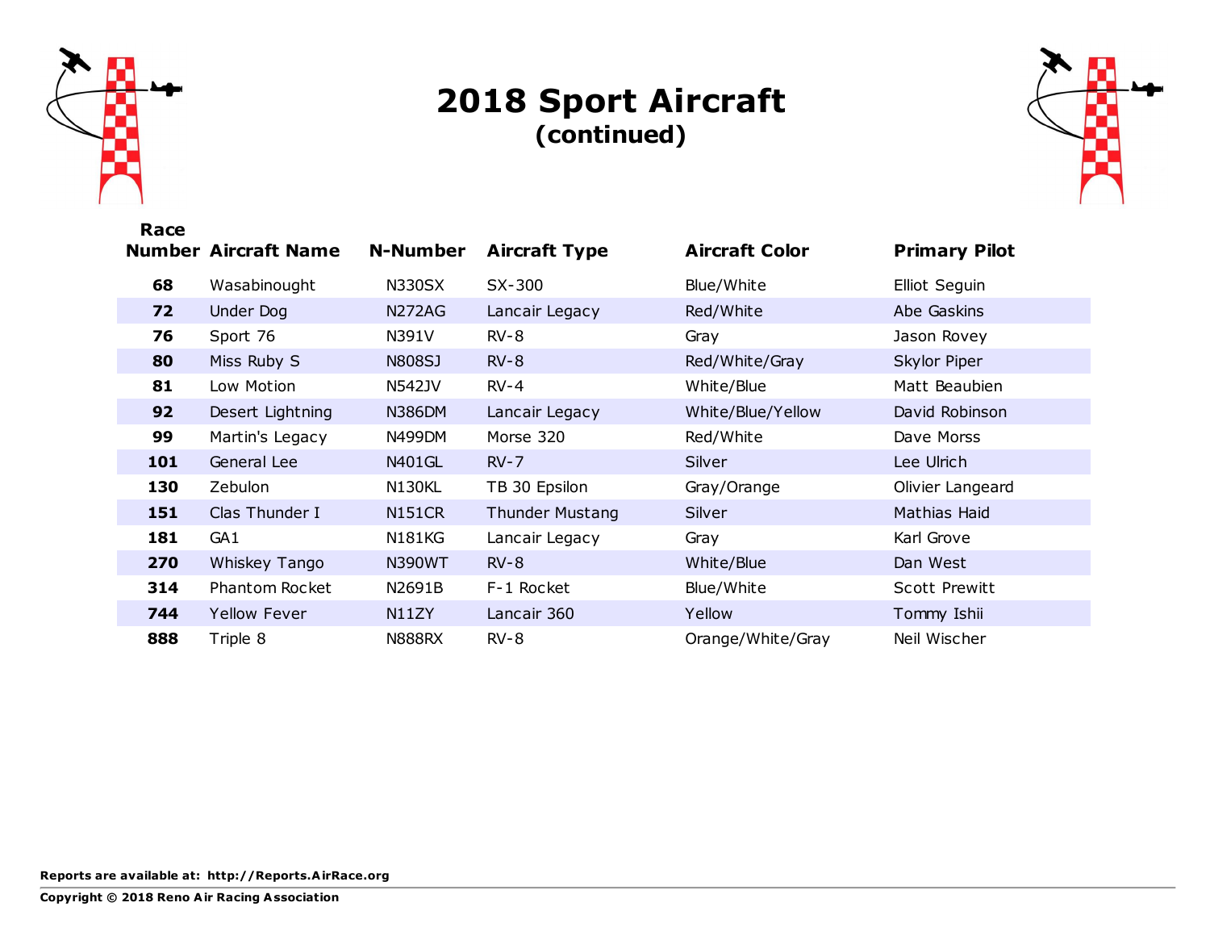# 2018 Sport Aircraft
## (continued)

| Race Number | Aircraft Name | N-Number | Aircraft Type | Aircraft Color | Primary Pilot |
|---|---|---|---|---|---|
| **68** | Wasabinought | N330SX | SX-300 | Blue/White | Elliot Seguin |
| **72** | Under Dog | N272AG | Lancair Legacy | Red/White | Abe Gaskins |
| **76** | Sport 76 | N391V | RV-8 | Gray | Jason Rovey |
| **80** | Miss Ruby S | N808SJ | RV-8 | Red/White/Gray | Skylor Piper |
| **81** | Low Motion | N542JV | RV-4 | White/Blue | Matt Beaubien |
| **92** | Desert Lightning | N386DM | Lancair Legacy | White/Blue/Yellow | David Robinson |
| **99** | Martin's Legacy | N499DM | Morse 320 | Red/White | Dave Morss |
| **101** | General Lee | N401GL | RV-7 | Silver | Lee Ulrich |
| **130** | Zebulon | N130KL | TB 30 Epsilon | Gray/Orange | Olivier Langeard |
| **151** | Clas Thunder I | N151CR | Thunder Mustang | Silver | Mathias Haid |
| **181** | GA1 | N181KG | Lancair Legacy | Gray | Karl Grove |
| **270** | Whiskey Tango | N390WT | RV-8 | White/Blue | Dan West |
| **314** | Phantom Rocket | N2691B | F-1 Rocket | Blue/White | Scott Prewitt |
| **744** | Yellow Fever | N11ZY | Lancair 360 | Yellow | Tommy Ishii |
| **888** | Triple 8 | N888RX | RV-8 | Orange/White/Gray | Neil Wischer |

**Reports are available at: http://Reports.AirRace.org**

**Copyright © 2018 Reno Air Racing Association**